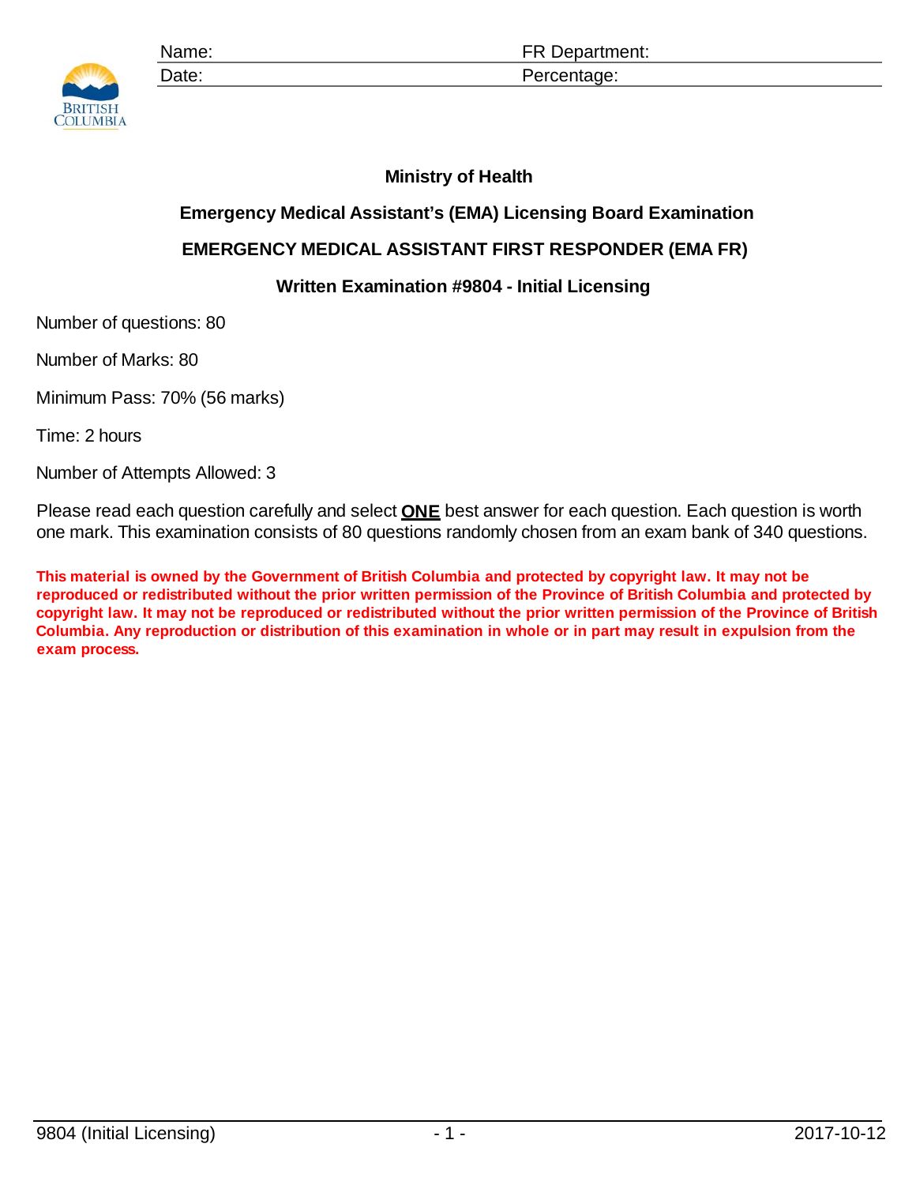| Name: | FR Department: |
| --- | --- |
| Date: | Percentage: |

**Ministry of Health**

**Emergency Medical Assistant's (EMA) Licensing Board Examination**

**EMERGENCY MEDICAL ASSISTANT FIRST RESPONDER (EMA FR)**

**Written Examination #9804 - Initial Licensing**

Number of questions: 80

Number of Marks: 80

Minimum Pass: 70% (56 marks)

Time: 2 hours

Number of Attempts Allowed: 3

Please read each question carefully and select **ONE** best answer for each question. Each question is worth one mark. This examination consists of 80 questions randomly chosen from an exam bank of 340 questions.

**This material is owned by the Government of British Columbia and protected by copyright law. It may not be reproduced or redistributed without the prior written permission of the Province of British Columbia and protected by copyright law. It may not be reproduced or redistributed without the prior written permission of the Province of British Columbia. Any reproduction or distribution of this examination in whole or in part may result in expulsion from the exam process.**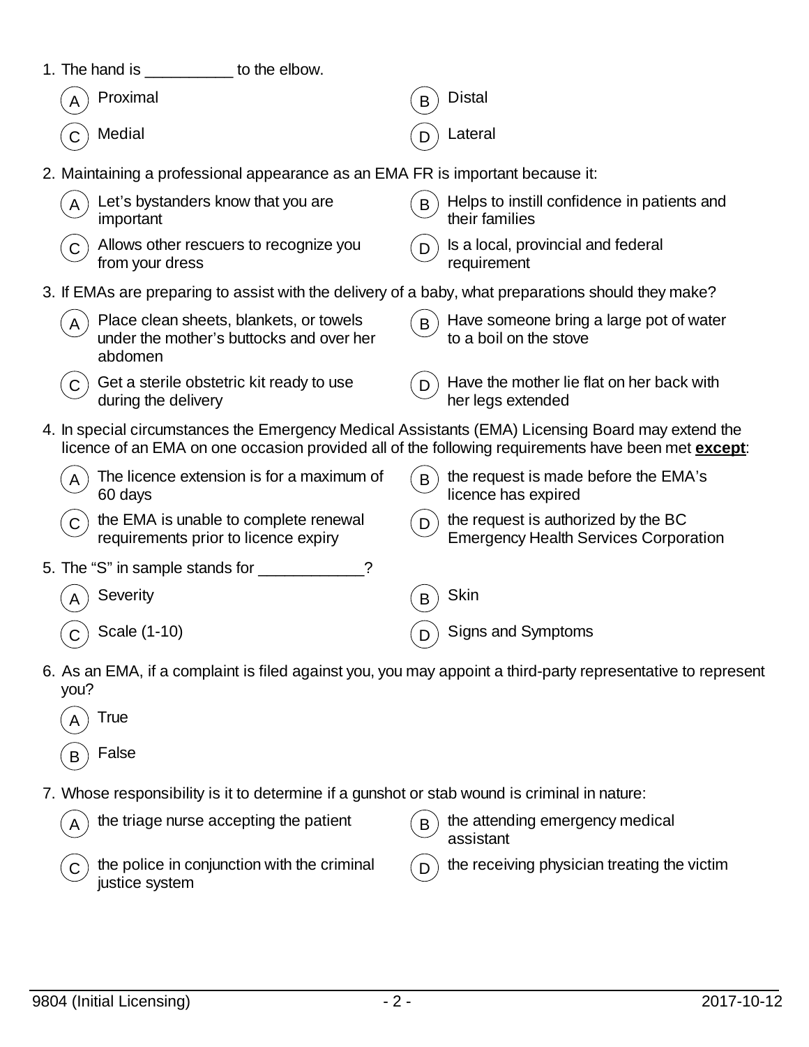1. The hand is __________ to the elbow.

   A) Proximal
   B) Distal
   C) Medial
   D) Lateral

2. Maintaining a professional appearance as an EMA FR is important because it:

   A) Let's bystanders know that you are important
   B) Helps to instill confidence in patients and their families
   C) Allows other rescuers to recognize you from your dress
   D) Is a local, provincial and federal requirement

3. If EMAs are preparing to assist with the delivery of a baby, what preparations should they make?

   A) Place clean sheets, blankets, or towels under the mother's buttocks and over her abdomen
   B) Have someone bring a large pot of water to a boil on the stove
   C) Get a sterile obstetric kit ready to use during the delivery
   D) Have the mother lie flat on her back with her legs extended

4. In special circumstances the Emergency Medical Assistants (EMA) Licensing Board may extend the licence of an EMA on one occasion provided all of the following requirements have been met **except**:

   A) The licence extension is for a maximum of 60 days
   B) the request is made before the EMA's licence has expired
   C) the EMA is unable to complete renewal requirements prior to licence expiry
   D) the request is authorized by the BC Emergency Health Services Corporation

5. The "S" in sample stands for ____________?

   A) Severity
   B) Skin
   C) Scale (1-10)
   D) Signs and Symptoms

6. As an EMA, if a complaint is filed against you, you may appoint a third-party representative to represent you?

   A) True
   B) False

7. Whose responsibility is it to determine if a gunshot or stab wound is criminal in nature:

   A) the triage nurse accepting the patient
   B) the attending emergency medical assistant
   C) the police in conjunction with the criminal justice system
   D) the receiving physician treating the victim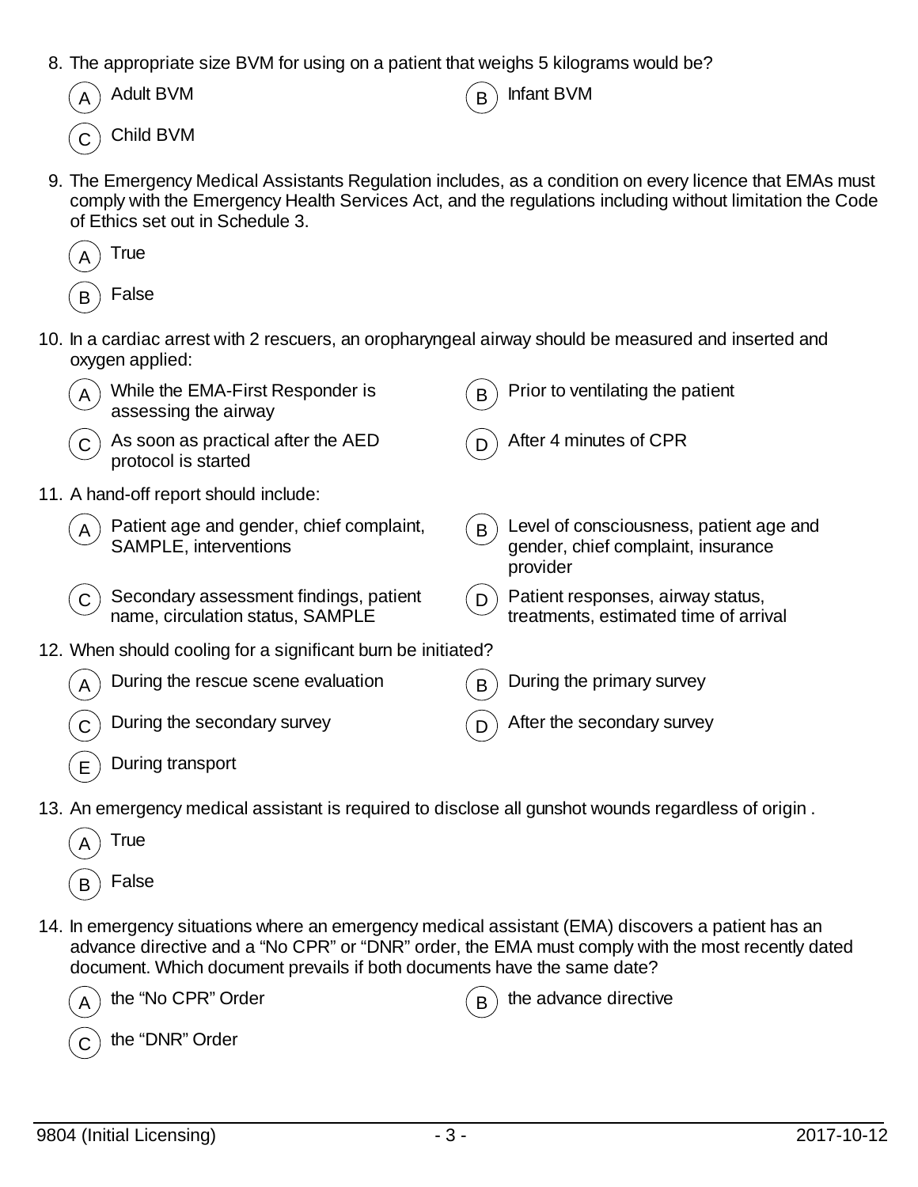8. The appropriate size BVM for using on a patient that weighs 5 kilograms would be?

   (A) Adult BVM

   (B) Infant BVM

   (C) Child BVM

9. The Emergency Medical Assistants Regulation includes, as a condition on every licence that EMAs must comply with the Emergency Health Services Act, and the regulations including without limitation the Code of Ethics set out in Schedule 3.

   (A) True

   (B) False

10. In a cardiac arrest with 2 rescuers, an oropharyngeal airway should be measured and inserted and oxygen applied:

    (A) While the EMA-First Responder is assessing the airway

    (B) Prior to ventilating the patient

    (C) As soon as practical after the AED protocol is started

    (D) After 4 minutes of CPR

11. A hand-off report should include:

    (A) Patient age and gender, chief complaint, SAMPLE, interventions

    (B) Level of consciousness, patient age and gender, chief complaint, insurance provider

    (C) Secondary assessment findings, patient name, circulation status, SAMPLE

    (D) Patient responses, airway status, treatments, estimated time of arrival

12. When should cooling for a significant burn be initiated?

    (A) During the rescue scene evaluation

    (B) During the primary survey

    (C) During the secondary survey

    (D) After the secondary survey

    (E) During transport

13. An emergency medical assistant is required to disclose all gunshot wounds regardless of origin .

    (A) True

    (B) False

14. In emergency situations where an emergency medical assistant (EMA) discovers a patient has an advance directive and a "No CPR" or "DNR" order, the EMA must comply with the most recently dated document. Which document prevails if both documents have the same date?

    (A) the "No CPR" Order

    (B) the advance directive

    (C) the "DNR" Order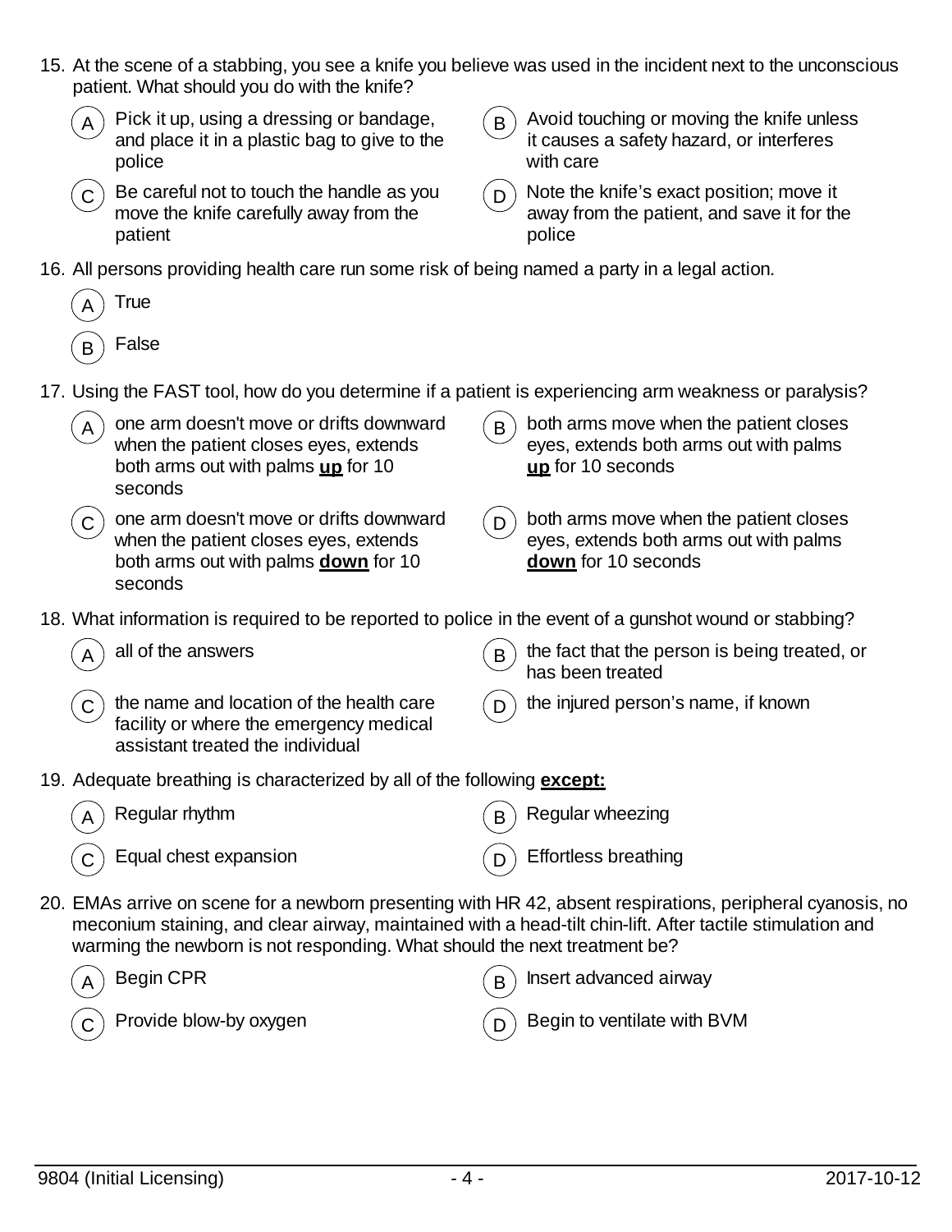15. At the scene of a stabbing, you see a knife you believe was used in the incident next to the unconscious patient. What should you do with the knife?

    - (A) Pick it up, using a dressing or bandage, and place it in a plastic bag to give to the police
    - (B) Avoid touching or moving the knife unless it causes a safety hazard, or interferes with care
    - (C) Be careful not to touch the handle as you move the knife carefully away from the patient
    - (D) Note the knife's exact position; move it away from the patient, and save it for the police

16. All persons providing health care run some risk of being named a party in a legal action.

    - (A) True
    - (B) False

17. Using the FAST tool, how do you determine if a patient is experiencing arm weakness or paralysis?

    - (A) one arm doesn't move or drifts downward when the patient closes eyes, extends both arms out with palms **up** for 10 seconds
    - (B) both arms move when the patient closes eyes, extends both arms out with palms **up** for 10 seconds
    - (C) one arm doesn't move or drifts downward when the patient closes eyes, extends both arms out with palms **down** for 10 seconds
    - (D) both arms move when the patient closes eyes, extends both arms out with palms **down** for 10 seconds

18. What information is required to be reported to police in the event of a gunshot wound or stabbing?

    - (A) all of the answers
    - (B) the fact that the person is being treated, or has been treated
    - (C) the name and location of the health care facility or where the emergency medical assistant treated the individual
    - (D) the injured person's name, if known

19. Adequate breathing is characterized by all of the following **except:**

    - (A) Regular rhythm
    - (B) Regular wheezing
    - (C) Equal chest expansion
    - (D) Effortless breathing

20. EMAs arrive on scene for a newborn presenting with HR 42, absent respirations, peripheral cyanosis, no meconium staining, and clear airway, maintained with a head-tilt chin-lift. After tactile stimulation and warming the newborn is not responding. What should the next treatment be?

    - (A) Begin CPR
    - (B) Insert advanced airway
    - (C) Provide blow-by oxygen
    - (D) Begin to ventilate with BVM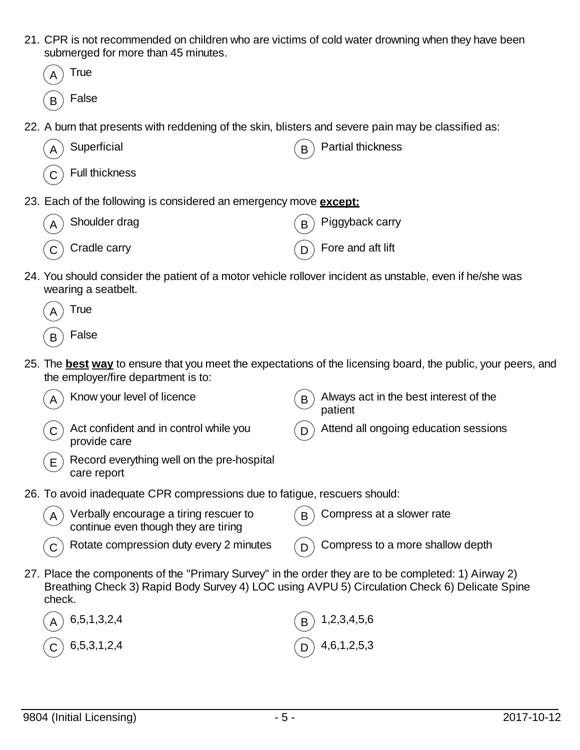21. CPR is not recommended on children who are victims of cold water drowning when they have been submerged for more than 45 minutes.

    (A) True

    (B) False

22. A burn that presents with reddening of the skin, blisters and severe pain may be classified as:

    (A) Superficial

    (B) Partial thickness

    (C) Full thickness

23. Each of the following is considered an emergency move **except:**

    (A) Shoulder drag

    (B) Piggyback carry

    (C) Cradle carry

    (D) Fore and aft lift

24. You should consider the patient of a motor vehicle rollover incident as unstable, even if he/she was wearing a seatbelt.

    (A) True

    (B) False

25. The **best way** to ensure that you meet the expectations of the licensing board, the public, your peers, and the employer/fire department is to:

    (A) Know your level of licence

    (B) Always act in the best interest of the patient

    (C) Act confident and in control while you provide care

    (D) Attend all ongoing education sessions

    (E) Record everything well on the pre-hospital care report

26. To avoid inadequate CPR compressions due to fatigue, rescuers should:

    (A) Verbally encourage a tiring rescuer to continue even though they are tiring

    (B) Compress at a slower rate

    (C) Rotate compression duty every 2 minutes

    (D) Compress to a more shallow depth

27. Place the components of the "Primary Survey" in the order they are to be completed: 1) Airway 2) Breathing Check 3) Rapid Body Survey 4) LOC using AVPU 5) Circulation Check 6) Delicate Spine check.

    (A) 6,5,1,3,2,4

    (B) 1,2,3,4,5,6

    (C) 6,5,3,1,2,4

    (D) 4,6,1,2,5,3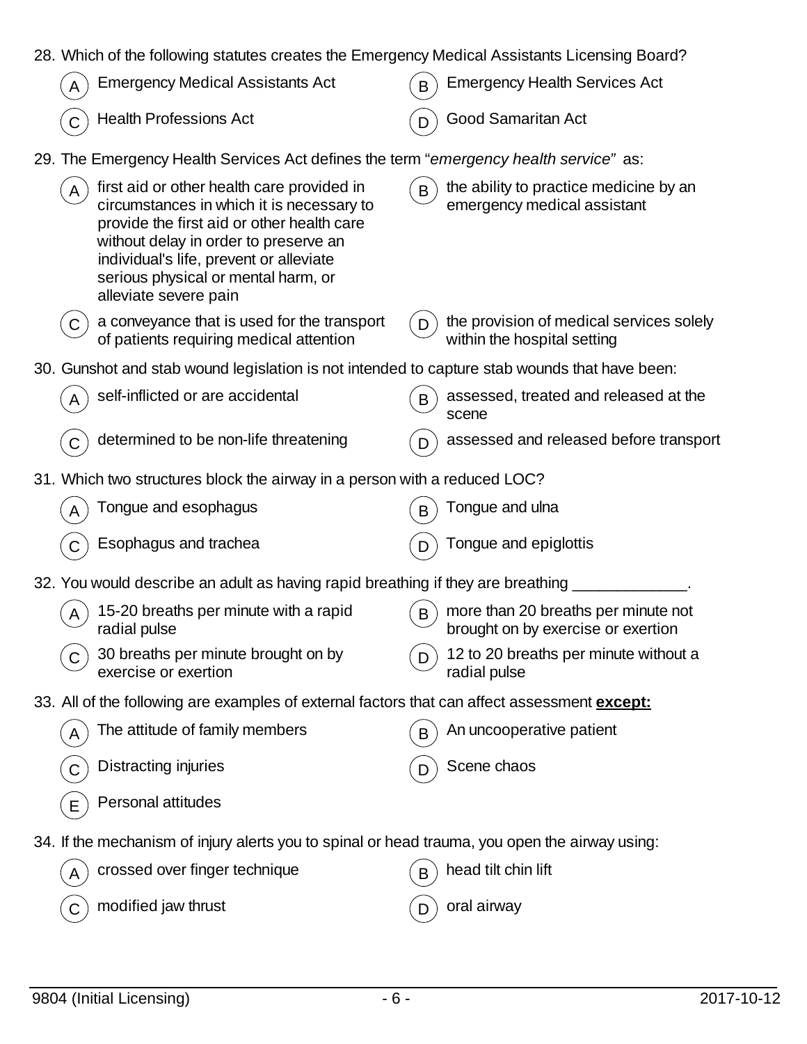28. Which of the following statutes creates the Emergency Medical Assistants Licensing Board?

    A) Emergency Medical Assistants Act

    B) Emergency Health Services Act

    C) Health Professions Act

    D) Good Samaritan Act

29. The Emergency Health Services Act defines the term "*emergency health service*" as:

    A) first aid or other health care provided in circumstances in which it is necessary to provide the first aid or other health care without delay in order to preserve an individual's life, prevent or alleviate serious physical or mental harm, or alleviate severe pain

    B) the ability to practice medicine by an emergency medical assistant

    C) a conveyance that is used for the transport of patients requiring medical attention

    D) the provision of medical services solely within the hospital setting

30. Gunshot and stab wound legislation is not intended to capture stab wounds that have been:

    A) self-inflicted or are accidental

    B) assessed, treated and released at the scene

    C) determined to be non-life threatening

    D) assessed and released before transport

31. Which two structures block the airway in a person with a reduced LOC?

    A) Tongue and esophagus

    B) Tongue and ulna

    C) Esophagus and trachea

    D) Tongue and epiglottis

32. You would describe an adult as having rapid breathing if they are breathing _____________.

    A) 15-20 breaths per minute with a rapid radial pulse

    B) more than 20 breaths per minute not brought on by exercise or exertion

    C) 30 breaths per minute brought on by exercise or exertion

    D) 12 to 20 breaths per minute without a radial pulse

33. All of the following are examples of external factors that can affect assessment **<u>except:</u>**

    A) The attitude of family members

    B) An uncooperative patient

    C) Distracting injuries

    D) Scene chaos

    E) Personal attitudes

34. If the mechanism of injury alerts you to spinal or head trauma, you open the airway using:

    A) crossed over finger technique

    B) head tilt chin lift

    C) modified jaw thrust

    D) oral airway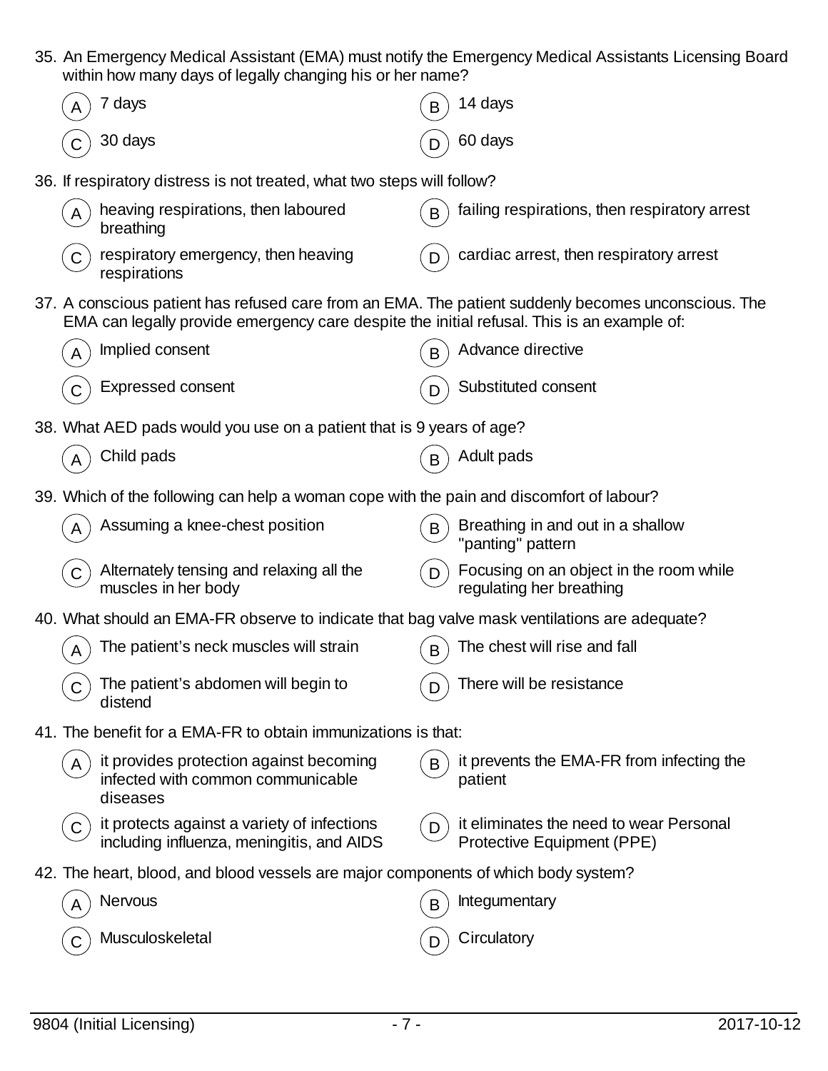35. An Emergency Medical Assistant (EMA) must notify the Emergency Medical Assistants Licensing Board within how many days of legally changing his or her name?

   (A) 7 days
   (B) 14 days
   (C) 30 days
   (D) 60 days

36. If respiratory distress is not treated, what two steps will follow?

   (A) heaving respirations, then laboured breathing
   (B) failing respirations, then respiratory arrest
   (C) respiratory emergency, then heaving respirations
   (D) cardiac arrest, then respiratory arrest

37. A conscious patient has refused care from an EMA. The patient suddenly becomes unconscious. The EMA can legally provide emergency care despite the initial refusal. This is an example of:

   (A) Implied consent
   (B) Advance directive
   (C) Expressed consent
   (D) Substituted consent

38. What AED pads would you use on a patient that is 9 years of age?

   (A) Child pads
   (B) Adult pads

39. Which of the following can help a woman cope with the pain and discomfort of labour?

   (A) Assuming a knee-chest position
   (B) Breathing in and out in a shallow "panting" pattern
   (C) Alternately tensing and relaxing all the muscles in her body
   (D) Focusing on an object in the room while regulating her breathing

40. What should an EMA-FR observe to indicate that bag valve mask ventilations are adequate?

   (A) The patient's neck muscles will strain
   (B) The chest will rise and fall
   (C) The patient's abdomen will begin to distend
   (D) There will be resistance

41. The benefit for a EMA-FR to obtain immunizations is that:

   (A) it provides protection against becoming infected with common communicable diseases
   (B) it prevents the EMA-FR from infecting the patient
   (C) it protects against a variety of infections including influenza, meningitis, and AIDS
   (D) it eliminates the need to wear Personal Protective Equipment (PPE)

42. The heart, blood, and blood vessels are major components of which body system?

   (A) Nervous
   (B) Integumentary
   (C) Musculoskeletal
   (D) Circulatory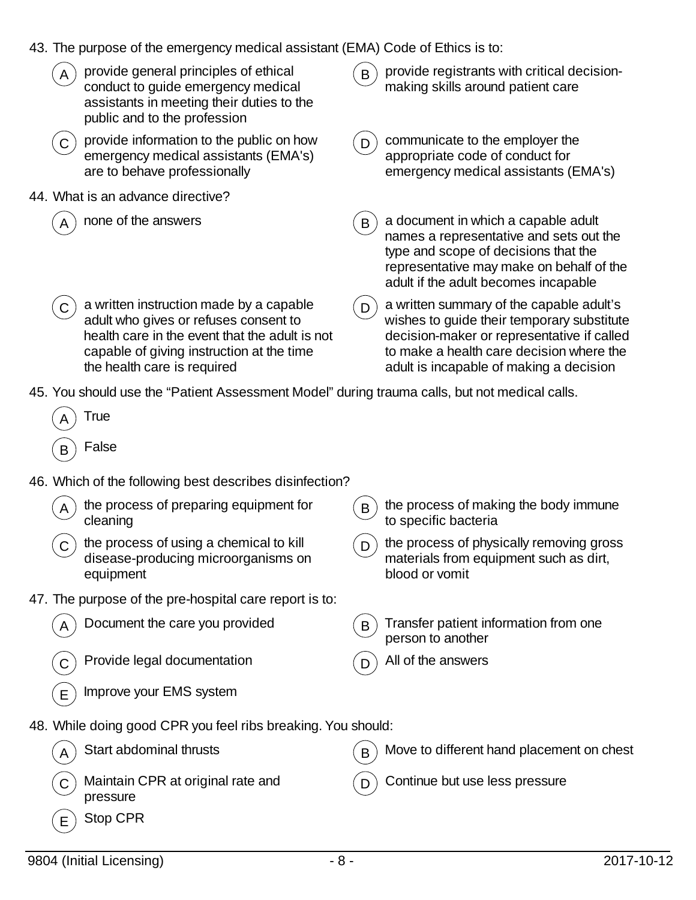43. The purpose of the emergency medical assistant (EMA) Code of Ethics is to:

- A) provide general principles of ethical conduct to guide emergency medical assistants in meeting their duties to the public and to the profession
- B) provide registrants with critical decision-making skills around patient care
- C) provide information to the public on how emergency medical assistants (EMA's) are to behave professionally
- D) communicate to the employer the appropriate code of conduct for emergency medical assistants (EMA's)

44. What is an advance directive?

- A) none of the answers
- B) a document in which a capable adult names a representative and sets out the type and scope of decisions that the representative may make on behalf of the adult if the adult becomes incapable
- C) a written instruction made by a capable adult who gives or refuses consent to health care in the event that the adult is not capable of giving instruction at the time the health care is required
- D) a written summary of the capable adult's wishes to guide their temporary substitute decision-maker or representative if called to make a health care decision where the adult is incapable of making a decision

45. You should use the "Patient Assessment Model" during trauma calls, but not medical calls.

- A) True
- B) False

46. Which of the following best describes disinfection?

- A) the process of preparing equipment for cleaning
- B) the process of making the body immune to specific bacteria
- C) the process of using a chemical to kill disease-producing microorganisms on equipment
- D) the process of physically removing gross materials from equipment such as dirt, blood or vomit

47. The purpose of the pre-hospital care report is to:

- A) Document the care you provided
- B) Transfer patient information from one person to another
- C) Provide legal documentation
- D) All of the answers
- E) Improve your EMS system

48. While doing good CPR you feel ribs breaking. You should:

- A) Start abdominal thrusts
- B) Move to different hand placement on chest
- C) Maintain CPR at original rate and pressure
- D) Continue but use less pressure
- E) Stop CPR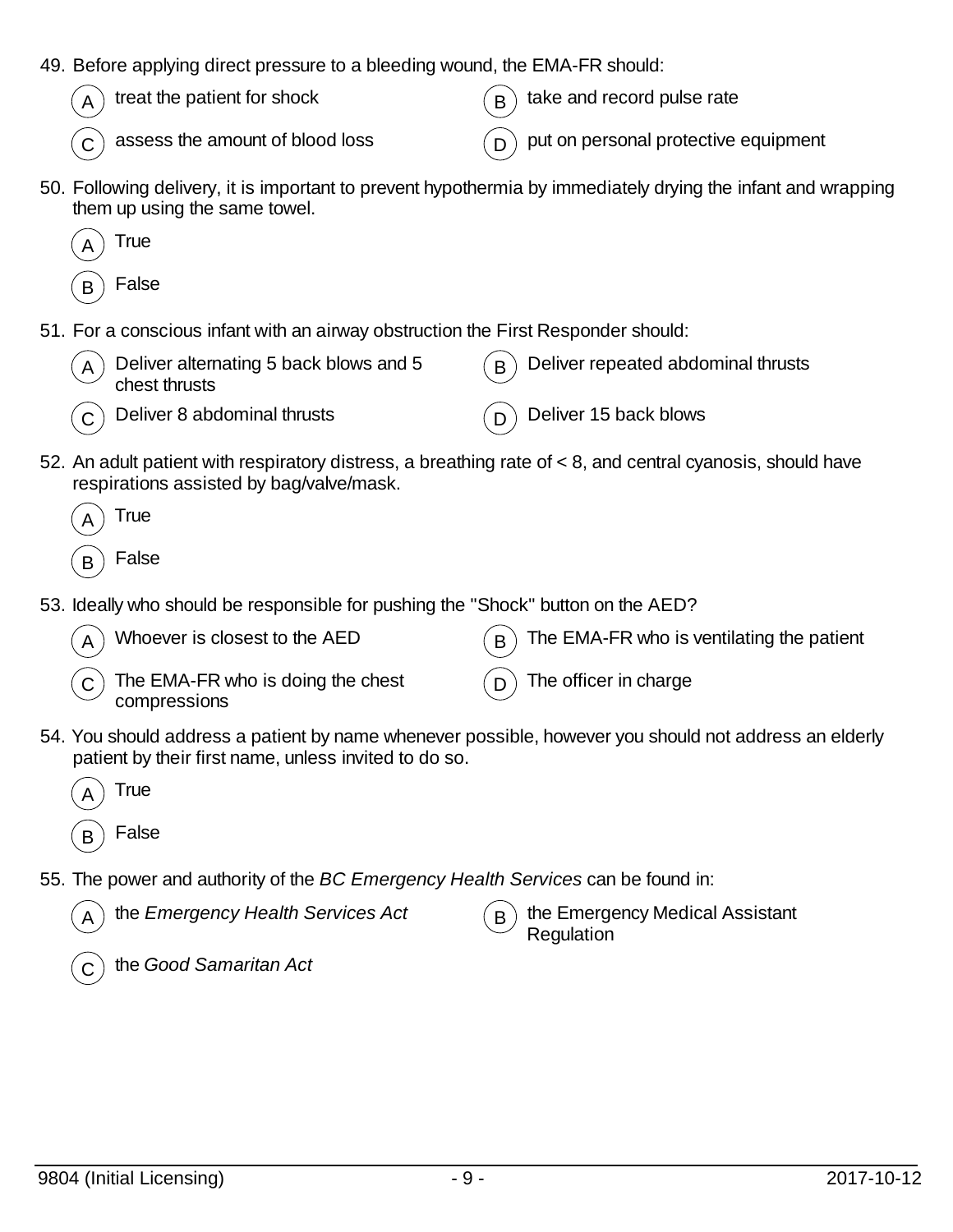49. Before applying direct pressure to a bleeding wound, the EMA-FR should:

    (A) treat the patient for shock
    (B) take and record pulse rate
    (C) assess the amount of blood loss
    (D) put on personal protective equipment

50. Following delivery, it is important to prevent hypothermia by immediately drying the infant and wrapping them up using the same towel.

    (A) True
    (B) False

51. For a conscious infant with an airway obstruction the First Responder should:

    (A) Deliver alternating 5 back blows and 5 chest thrusts
    (B) Deliver repeated abdominal thrusts
    (C) Deliver 8 abdominal thrusts
    (D) Deliver 15 back blows

52. An adult patient with respiratory distress, a breathing rate of < 8, and central cyanosis, should have respirations assisted by bag/valve/mask.

    (A) True
    (B) False

53. Ideally who should be responsible for pushing the "Shock" button on the AED?

    (A) Whoever is closest to the AED
    (B) The EMA-FR who is ventilating the patient
    (C) The EMA-FR who is doing the chest compressions
    (D) The officer in charge

54. You should address a patient by name whenever possible, however you should not address an elderly patient by their first name, unless invited to do so.

    (A) True
    (B) False

55. The power and authority of the *BC Emergency Health Services* can be found in:

    (A) the *Emergency Health Services Act*
    (B) the Emergency Medical Assistant Regulation
    (C) the *Good Samaritan Act*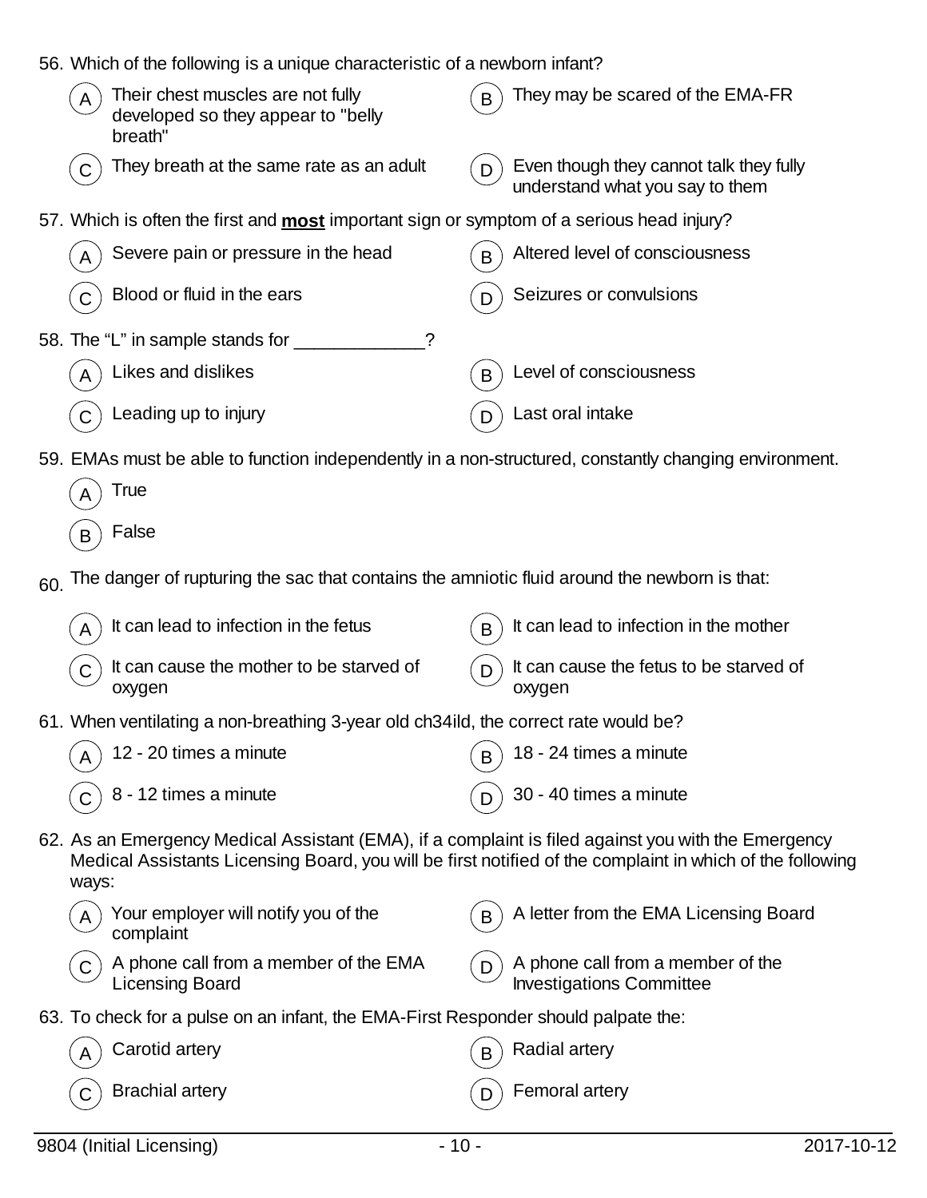56. Which of the following is a unique characteristic of a newborn infant?

- (A) Their chest muscles are not fully developed so they appear to "belly breath"
- (B) They may be scared of the EMA-FR
- (C) They breath at the same rate as an adult
- (D) Even though they cannot talk they fully understand what you say to them

57. Which is often the first and **most** important sign or symptom of a serious head injury?

- (A) Severe pain or pressure in the head
- (B) Altered level of consciousness
- (C) Blood or fluid in the ears
- (D) Seizures or convulsions

58. The "L" in sample stands for _____________?

- (A) Likes and dislikes
- (B) Level of consciousness
- (C) Leading up to injury
- (D) Last oral intake

59. EMAs must be able to function independently in a non-structured, constantly changing environment.

- (A) True
- (B) False

60. The danger of rupturing the sac that contains the amniotic fluid around the newborn is that:

- (A) It can lead to infection in the fetus
- (B) It can lead to infection in the mother
- (C) It can cause the mother to be starved of oxygen
- (D) It can cause the fetus to be starved of oxygen

61. When ventilating a non-breathing 3-year old ch34ild, the correct rate would be?

- (A) 12 - 20 times a minute
- (B) 18 - 24 times a minute
- (C) 8 - 12 times a minute
- (D) 30 - 40 times a minute

62. As an Emergency Medical Assistant (EMA), if a complaint is filed against you with the Emergency Medical Assistants Licensing Board, you will be first notified of the complaint in which of the following ways:

- (A) Your employer will notify you of the complaint
- (B) A letter from the EMA Licensing Board
- (C) A phone call from a member of the EMA Licensing Board
- (D) A phone call from a member of the Investigations Committee

63. To check for a pulse on an infant, the EMA-First Responder should palpate the:

- (A) Carotid artery
- (B) Radial artery
- (C) Brachial artery
- (D) Femoral artery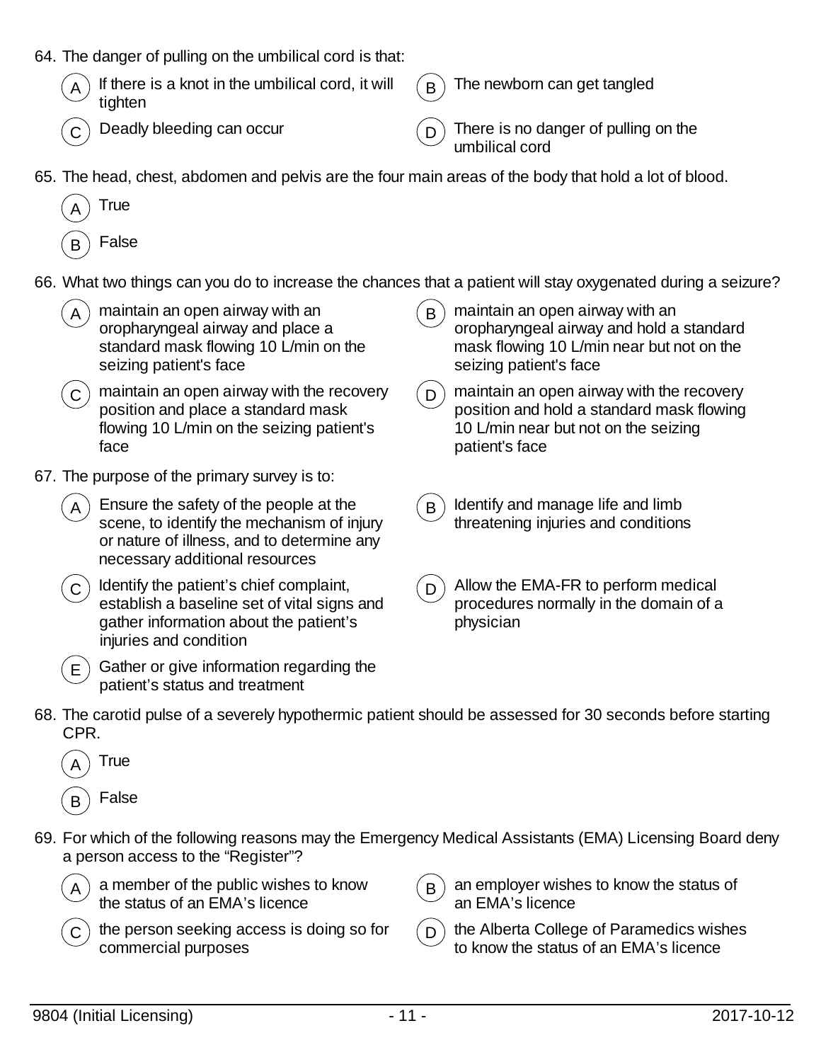64. The danger of pulling on the umbilical cord is that:

   A) If there is a knot in the umbilical cord, it will tighten
   B) The newborn can get tangled
   C) Deadly bleeding can occur
   D) There is no danger of pulling on the umbilical cord

65. The head, chest, abdomen and pelvis are the four main areas of the body that hold a lot of blood.

   A) True
   B) False

66. What two things can you do to increase the chances that a patient will stay oxygenated during a seizure?

   A) maintain an open airway with an oropharyngeal airway and place a standard mask flowing 10 L/min on the seizing patient's face
   B) maintain an open airway with an oropharyngeal airway and hold a standard mask flowing 10 L/min near but not on the seizing patient's face
   C) maintain an open airway with the recovery position and place a standard mask flowing 10 L/min on the seizing patient's face
   D) maintain an open airway with the recovery position and hold a standard mask flowing 10 L/min near but not on the seizing patient's face

67. The purpose of the primary survey is to:

   A) Ensure the safety of the people at the scene, to identify the mechanism of injury or nature of illness, and to determine any necessary additional resources
   B) Identify and manage life and limb threatening injuries and conditions
   C) Identify the patient's chief complaint, establish a baseline set of vital signs and gather information about the patient's injuries and condition
   D) Allow the EMA-FR to perform medical procedures normally in the domain of a physician
   E) Gather or give information regarding the patient's status and treatment

68. The carotid pulse of a severely hypothermic patient should be assessed for 30 seconds before starting CPR.

   A) True
   B) False

69. For which of the following reasons may the Emergency Medical Assistants (EMA) Licensing Board deny a person access to the "Register"?

   A) a member of the public wishes to know the status of an EMA's licence
   B) an employer wishes to know the status of an EMA's licence
   C) the person seeking access is doing so for commercial purposes
   D) the Alberta College of Paramedics wishes to know the status of an EMA's licence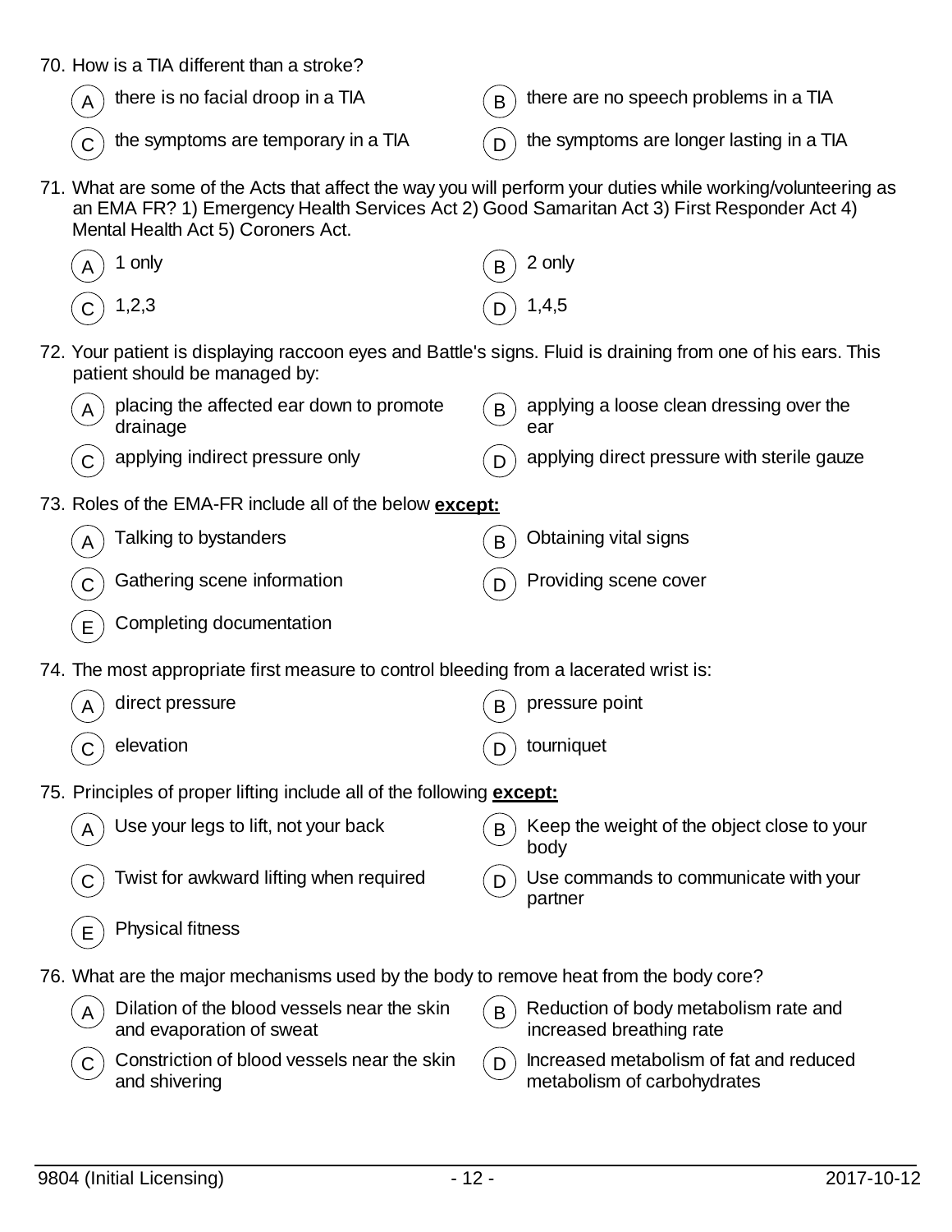70. How is a TIA different than a stroke?

- (A) there is no facial droop in a TIA
- (B) there are no speech problems in a TIA
- (C) the symptoms are temporary in a TIA
- (D) the symptoms are longer lasting in a TIA

71. What are some of the Acts that affect the way you will perform your duties while working/volunteering as an EMA FR? 1) Emergency Health Services Act 2) Good Samaritan Act 3) First Responder Act 4) Mental Health Act 5) Coroners Act.

- (A) 1 only
- (B) 2 only
- (C) 1,2,3
- (D) 1,4,5

72. Your patient is displaying raccoon eyes and Battle's signs. Fluid is draining from one of his ears. This patient should be managed by:

- (A) placing the affected ear down to promote drainage
- (B) applying a loose clean dressing over the ear
- (C) applying indirect pressure only
- (D) applying direct pressure with sterile gauze

73. Roles of the EMA-FR include all of the below **except:**

- (A) Talking to bystanders
- (B) Obtaining vital signs
- (C) Gathering scene information
- (D) Providing scene cover
- (E) Completing documentation

74. The most appropriate first measure to control bleeding from a lacerated wrist is:

- (A) direct pressure
- (B) pressure point
- (C) elevation
- (D) tourniquet

75. Principles of proper lifting include all of the following **except:**

- (A) Use your legs to lift, not your back
- (B) Keep the weight of the object close to your body
- (C) Twist for awkward lifting when required
- (D) Use commands to communicate with your partner
- (E) Physical fitness

76. What are the major mechanisms used by the body to remove heat from the body core?

- (A) Dilation of the blood vessels near the skin and evaporation of sweat
- (B) Reduction of body metabolism rate and increased breathing rate
- (C) Constriction of blood vessels near the skin and shivering
- (D) Increased metabolism of fat and reduced metabolism of carbohydrates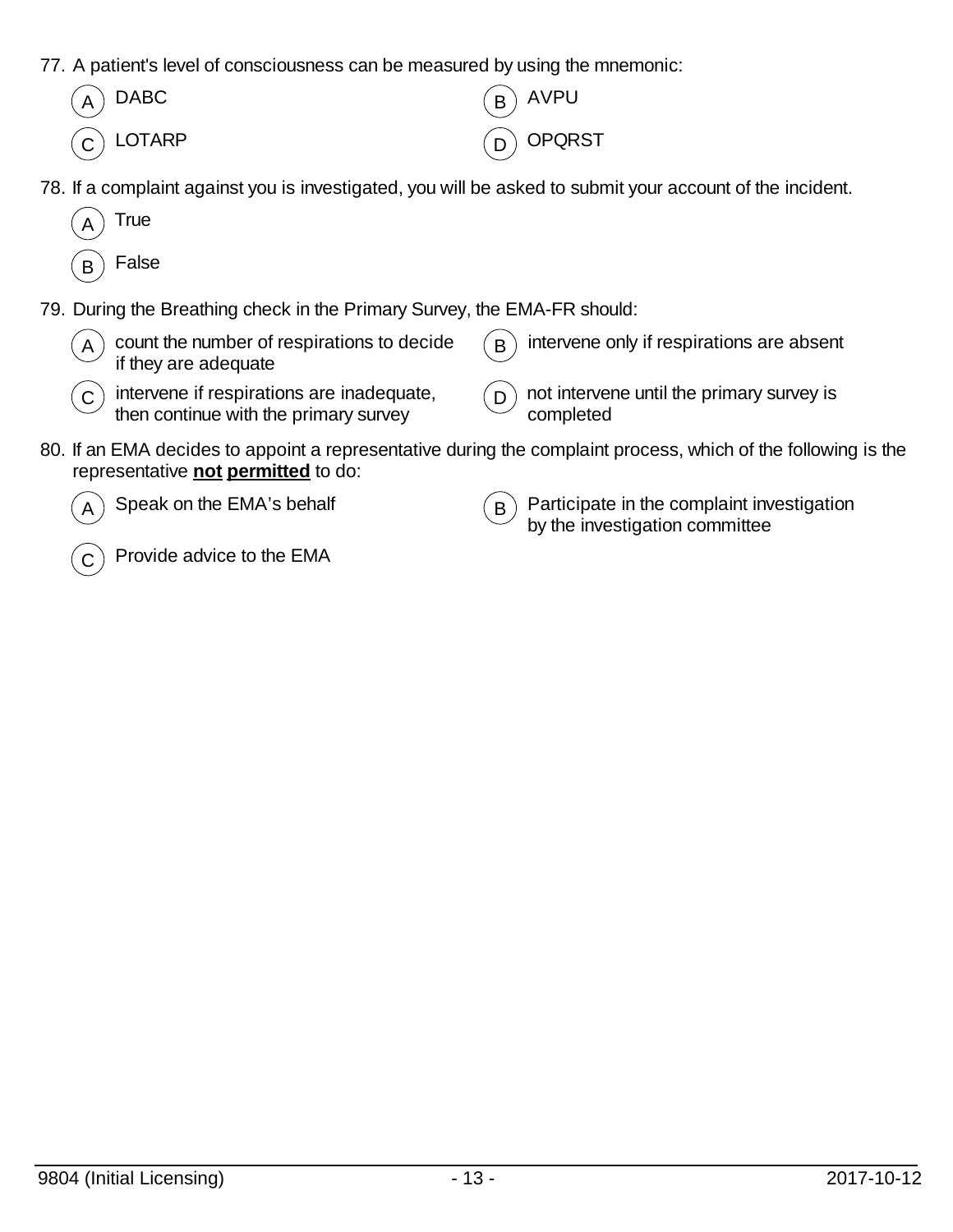77. A patient's level of consciousness can be measured by using the mnemonic:

A) DABC
B) AVPU
C) LOTARP
D) OPQRST

78. If a complaint against you is investigated, you will be asked to submit your account of the incident.

A) True
B) False

79. During the Breathing check in the Primary Survey, the EMA-FR should:

A) count the number of respirations to decide if they are adequate
B) intervene only if respirations are absent
C) intervene if respirations are inadequate, then continue with the primary survey
D) not intervene until the primary survey is completed

80. If an EMA decides to appoint a representative during the complaint process, which of the following is the representative **not permitted** to do:

A) Speak on the EMA's behalf
B) Participate in the complaint investigation by the investigation committee
C) Provide advice to the EMA